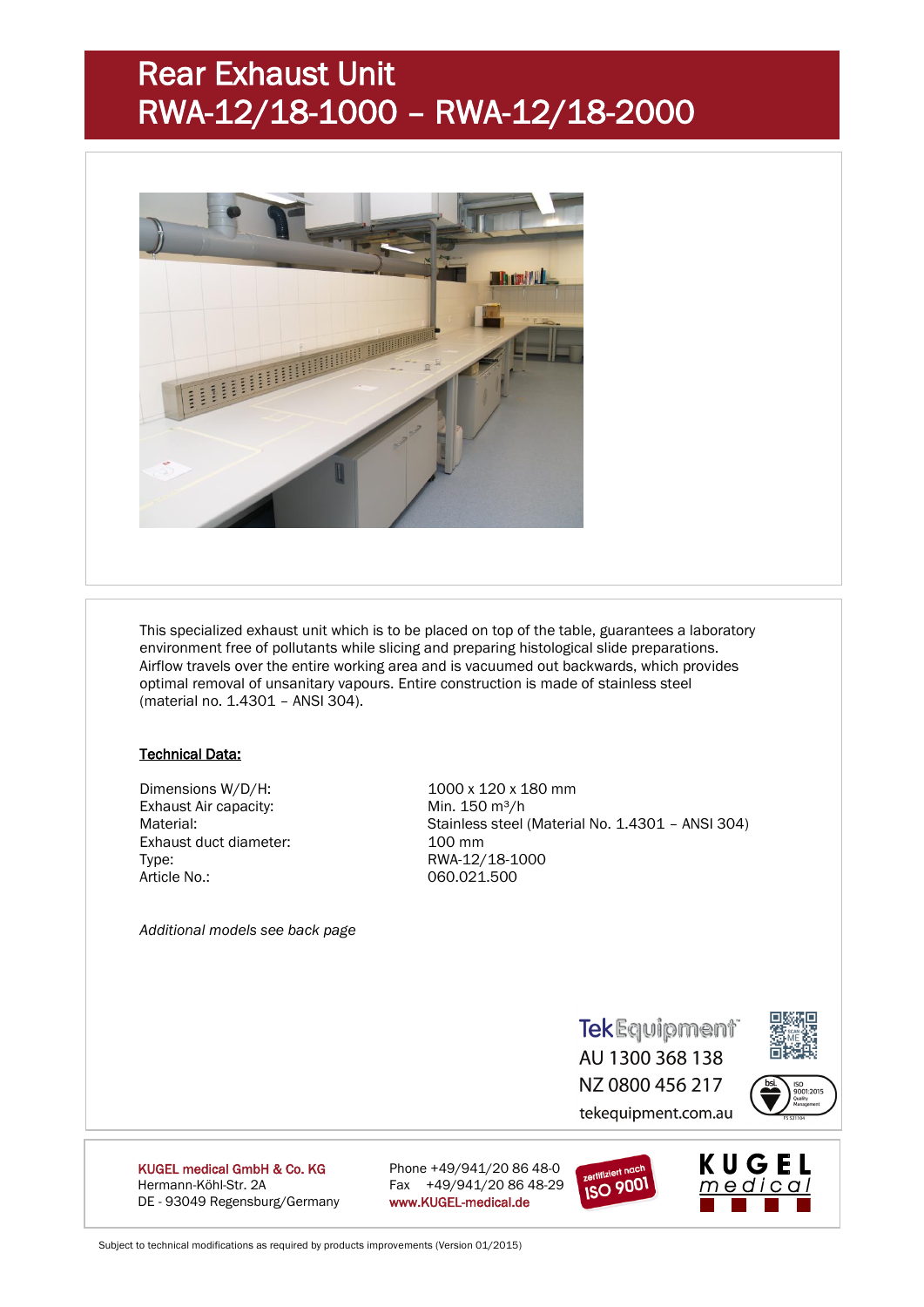# Rear Exhaust Unit RWA-12/18-1000 – RWA-12/18-2000

This specialized exhaust unit which is to be placed on top of the table, guarantees a laboratory environment free of pollutants while slicing and preparing histological slide preparations. Airflow travels over the entire working area and is vacuumed out backwards, which provides optimal removal of unsanitary vapours. Entire construction is made of stainless steel (material no. 1.4301 – ANSI 304).

**Technical Data:**

| | |
|---|---|
| Dimensions W/D/H: | 1000 x 120 x 180 mm |
| Exhaust Air capacity: | Min. 150 m³/h |
| Material: | Stainless steel (Material No. 1.4301 – ANSI 304) |
| Exhaust duct diameter: | 100 mm |
| Type: | RWA-12/18-1000 |
| Article No.: | 060.021.500 |

*Additional models see back page*

TekEquipment
AU 1300 368 138
NZ 0800 456 217
tekequipment.com.au

**KUGEL medical GmbH & Co. KG**
Hermann-Köhl-Str. 2A
DE - 93049 Regensburg/Germany

Phone +49/941/20 86 48-0
Fax +49/941/20 86 48-29
www.KUGEL-medical.de

zertifiziert nach ISO 9001

KUGEL medical

Subject to technical modifications as required by products improvements (Version 01/2015)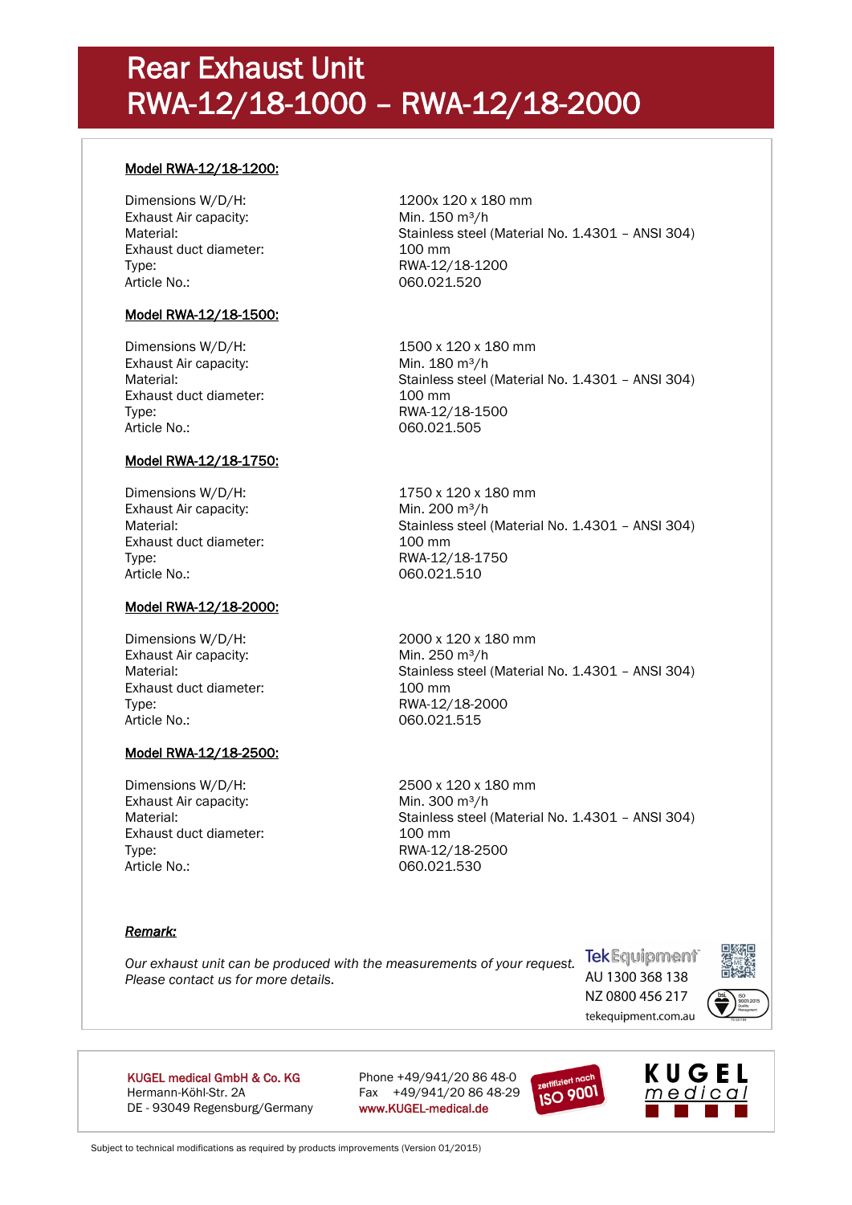# Rear Exhaust Unit
# RWA-12/18-1000 – RWA-12/18-2000

### Model RWA-12/18-1200:

| | |
|---|---|
| Dimensions W/D/H: | 1200x 120 x 180 mm |
| Exhaust Air capacity: | Min. 150 m³/h |
| Material: | Stainless steel (Material No. 1.4301 – ANSI 304) |
| Exhaust duct diameter: | 100 mm |
| Type: | RWA-12/18-1200 |
| Article No.: | 060.021.520 |

### Model RWA-12/18-1500:

| | |
|---|---|
| Dimensions W/D/H: | 1500 x 120 x 180 mm |
| Exhaust Air capacity: | Min. 180 m³/h |
| Material: | Stainless steel (Material No. 1.4301 – ANSI 304) |
| Exhaust duct diameter: | 100 mm |
| Type: | RWA-12/18-1500 |
| Article No.: | 060.021.505 |

### Model RWA-12/18-1750:

| | |
|---|---|
| Dimensions W/D/H: | 1750 x 120 x 180 mm |
| Exhaust Air capacity: | Min. 200 m³/h |
| Material: | Stainless steel (Material No. 1.4301 – ANSI 304) |
| Exhaust duct diameter: | 100 mm |
| Type: | RWA-12/18-1750 |
| Article No.: | 060.021.510 |

### Model RWA-12/18-2000:

| | |
|---|---|
| Dimensions W/D/H: | 2000 x 120 x 180 mm |
| Exhaust Air capacity: | Min. 250 m³/h |
| Material: | Stainless steel (Material No. 1.4301 – ANSI 304) |
| Exhaust duct diameter: | 100 mm |
| Type: | RWA-12/18-2000 |
| Article No.: | 060.021.515 |

### Model RWA-12/18-2500:

| | |
|---|---|
| Dimensions W/D/H: | 2500 x 120 x 180 mm |
| Exhaust Air capacity: | Min. 300 m³/h |
| Material: | Stainless steel (Material No. 1.4301 – ANSI 304) |
| Exhaust duct diameter: | 100 mm |
| Type: | RWA-12/18-2500 |
| Article No.: | 060.021.530 |

***Remark:***

*Our exhaust unit can be produced with the measurements of your request.*
*Please contact us for more details.*

TekEquipment
AU 1300 368 138
NZ 0800 456 217
tekequipment.com.au

**KUGEL medical GmbH & Co. KG**
Hermann-Köhl-Str. 2A
DE - 93049 Regensburg/Germany

Phone +49/941/20 86 48-0
Fax +49/941/20 86 48-29
www.KUGEL-medical.de

zertifiziert nach ISO 9001

KUGEL medical

Subject to technical modifications as required by products improvements (Version 01/2015)